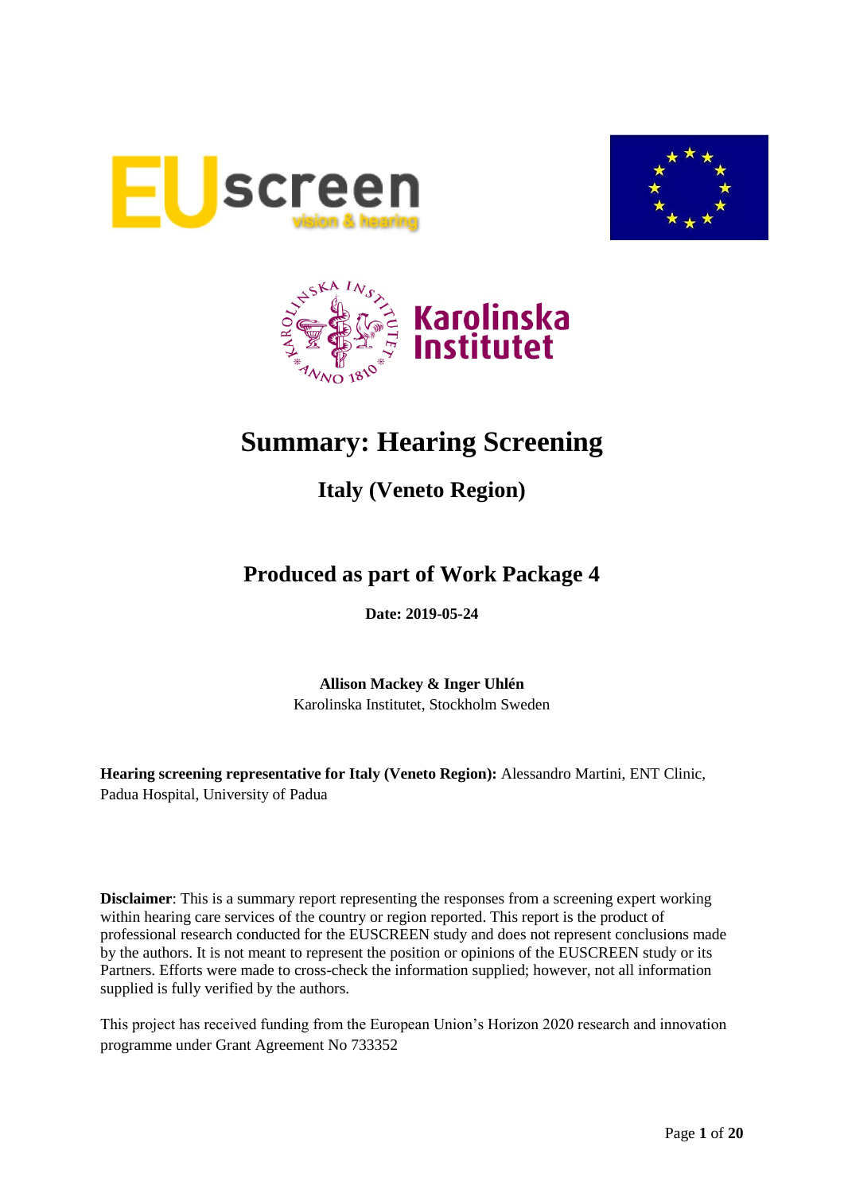# Summary: Hearing Screening

## Italy (Veneto Region)

## Produced as part of Work Package 4

**Date: 2019-05-24**

**Allison Mackey & Inger Uhlén**
Karolinska Institutet, Stockholm Sweden

**Hearing screening representative for Italy (Veneto Region):** Alessandro Martini, ENT Clinic, Padua Hospital, University of Padua

**Disclaimer**: This is a summary report representing the responses from a screening expert working within hearing care services of the country or region reported. This report is the product of professional research conducted for the EUSCREEN study and does not represent conclusions made by the authors. It is not meant to represent the position or opinions of the EUSCREEN study or its Partners. Efforts were made to cross-check the information supplied; however, not all information supplied is fully verified by the authors.

This project has received funding from the European Union's Horizon 2020 research and innovation programme under Grant Agreement No 733352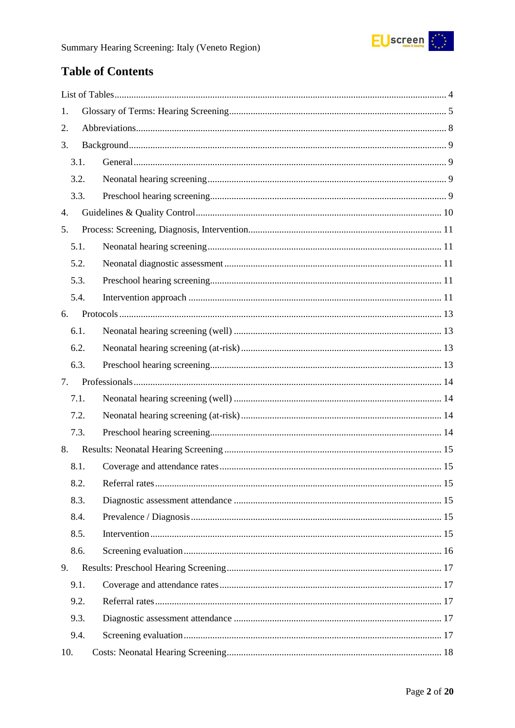## Table of Contents

List of Tables ... 4

1. Glossary of Terms: Hearing Screening ... 5
2. Abbreviations ... 8
3. Background ... 9
   - 3.1. General ... 9
   - 3.2. Neonatal hearing screening ... 9
   - 3.3. Preschool hearing screening ... 9
4. Guidelines & Quality Control ... 10
5. Process: Screening, Diagnosis, Intervention ... 11
   - 5.1. Neonatal hearing screening ... 11
   - 5.2. Neonatal diagnostic assessment ... 11
   - 5.3. Preschool hearing screening ... 11
   - 5.4. Intervention approach ... 11
6. Protocols ... 13
   - 6.1. Neonatal hearing screening (well) ... 13
   - 6.2. Neonatal hearing screening (at-risk) ... 13
   - 6.3. Preschool hearing screening ... 13
7. Professionals ... 14
   - 7.1. Neonatal hearing screening (well) ... 14
   - 7.2. Neonatal hearing screening (at-risk) ... 14
   - 7.3. Preschool hearing screening ... 14
8. Results: Neonatal Hearing Screening ... 15
   - 8.1. Coverage and attendance rates ... 15
   - 8.2. Referral rates ... 15
   - 8.3. Diagnostic assessment attendance ... 15
   - 8.4. Prevalence / Diagnosis ... 15
   - 8.5. Intervention ... 15
   - 8.6. Screening evaluation ... 16
9. Results: Preschool Hearing Screening ... 17
   - 9.1. Coverage and attendance rates ... 17
   - 9.2. Referral rates ... 17
   - 9.3. Diagnostic assessment attendance ... 17
   - 9.4. Screening evaluation ... 17
10. Costs: Neonatal Hearing Screening ... 18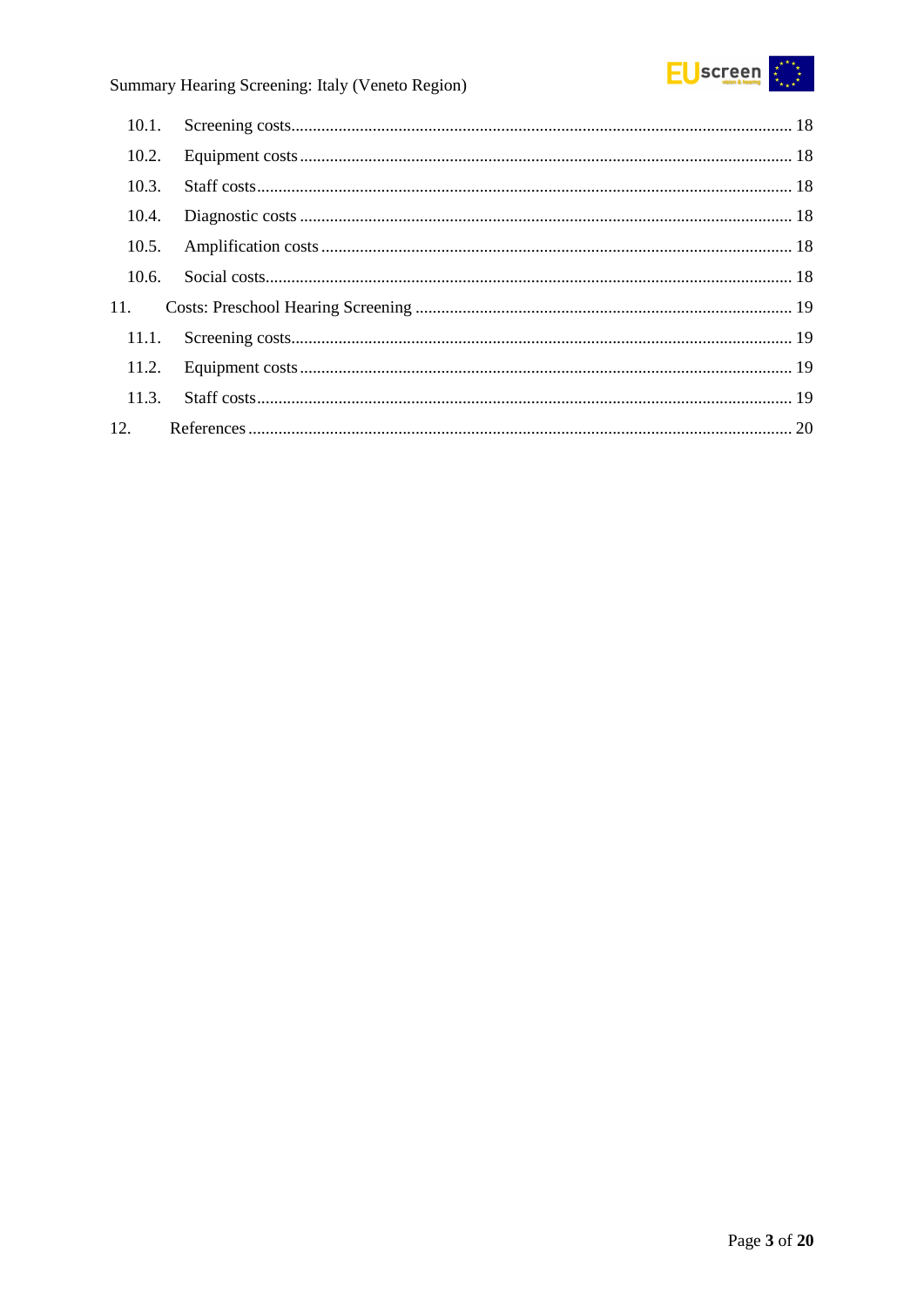10.1. Screening costs ........................................................................................................ 18

10.2. Equipment costs ...................................................................................................... 18

10.3. Staff costs ............................................................................................................... 18

10.4. Diagnostic costs ...................................................................................................... 18

10.5. Amplification costs ................................................................................................. 18

10.6. Social costs ............................................................................................................. 18

11. Costs: Preschool Hearing Screening ........................................................................... 19

11.1. Screening costs ........................................................................................................ 19

11.2. Equipment costs ...................................................................................................... 19

11.3. Staff costs ............................................................................................................... 19

12. References ................................................................................................................ 20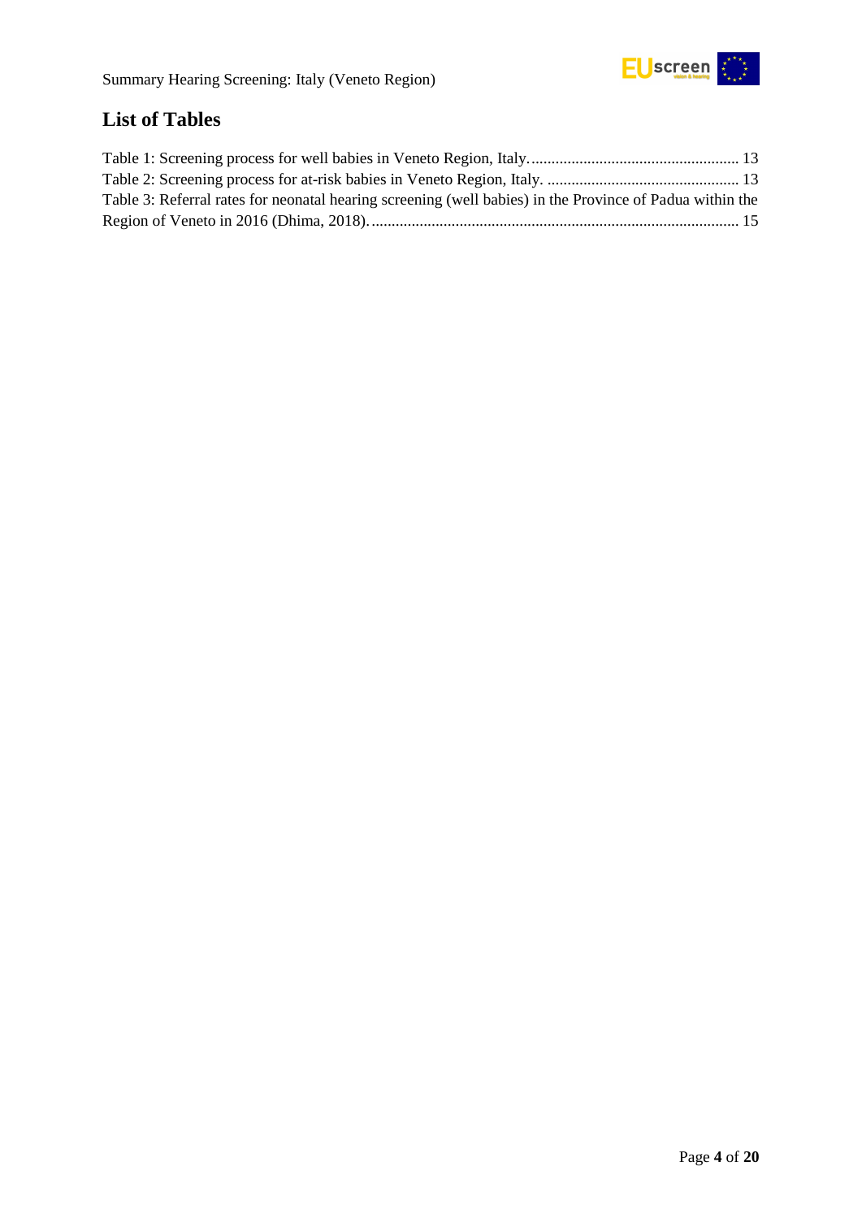## List of Tables

Table 1: Screening process for well babies in Veneto Region, Italy. .................................................... 13
Table 2: Screening process for at-risk babies in Veneto Region, Italy. ................................................ 13
Table 3: Referral rates for neonatal hearing screening (well babies) in the Province of Padua within the Region of Veneto in 2016 (Dhima, 2018). ............................................................................................ 15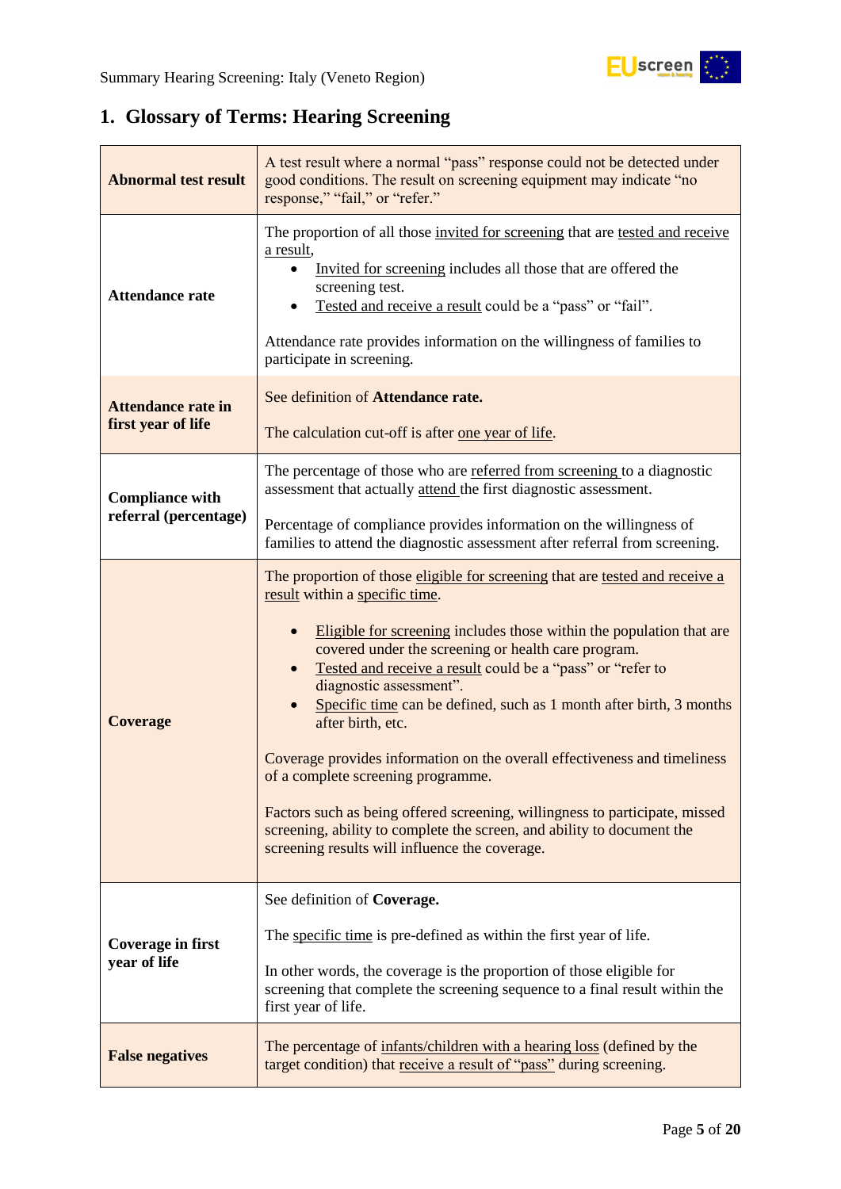## 1. Glossary of Terms: Hearing Screening

| | |
|---|---|
| **Abnormal test result** | A test result where a normal "pass" response could not be detected under good conditions. The result on screening equipment may indicate "no response," "fail," or "refer." |
| **Attendance rate** | The proportion of all those invited for screening that are tested and receive a result,<br>• Invited for screening includes all those that are offered the screening test.<br>• Tested and receive a result could be a "pass" or "fail".<br><br>Attendance rate provides information on the willingness of families to participate in screening. |
| **Attendance rate in first year of life** | See definition of **Attendance rate.**<br><br>The calculation cut-off is after one year of life. |
| **Compliance with referral (percentage)** | The percentage of those who are referred from screening to a diagnostic assessment that actually attend the first diagnostic assessment.<br><br>Percentage of compliance provides information on the willingness of families to attend the diagnostic assessment after referral from screening. |
| **Coverage** | The proportion of those eligible for screening that are tested and receive a result within a specific time.<br><br>• Eligible for screening includes those within the population that are covered under the screening or health care program.<br>• Tested and receive a result could be a "pass" or "refer to diagnostic assessment".<br>• Specific time can be defined, such as 1 month after birth, 3 months after birth, etc.<br><br>Coverage provides information on the overall effectiveness and timeliness of a complete screening programme.<br><br>Factors such as being offered screening, willingness to participate, missed screening, ability to complete the screen, and ability to document the screening results will influence the coverage. |
| **Coverage in first year of life** | See definition of **Coverage.**<br><br>The specific time is pre-defined as within the first year of life.<br><br>In other words, the coverage is the proportion of those eligible for screening that complete the screening sequence to a final result within the first year of life. |
| **False negatives** | The percentage of infants/children with a hearing loss (defined by the target condition) that receive a result of "pass" during screening. |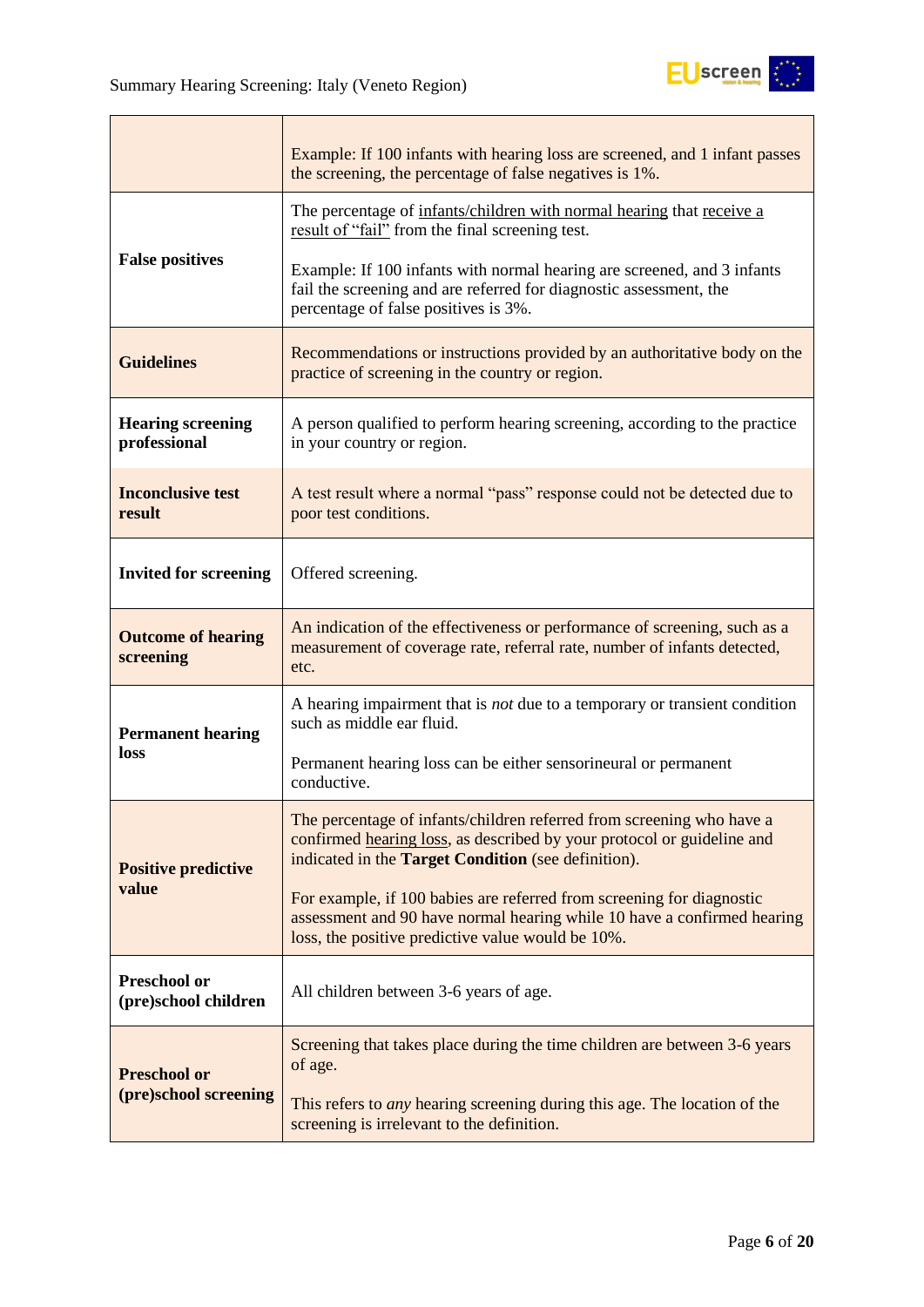| | |
|---|---|
| | Example: If 100 infants with hearing loss are screened, and 1 infant passes the screening, the percentage of false negatives is 1%. |
| **False positives** | The percentage of infants/children with normal hearing that receive a result of "fail" from the final screening test.<br><br>Example: If 100 infants with normal hearing are screened, and 3 infants fail the screening and are referred for diagnostic assessment, the percentage of false positives is 3%. |
| **Guidelines** | Recommendations or instructions provided by an authoritative body on the practice of screening in the country or region. |
| **Hearing screening professional** | A person qualified to perform hearing screening, according to the practice in your country or region. |
| **Inconclusive test result** | A test result where a normal "pass" response could not be detected due to poor test conditions. |
| **Invited for screening** | Offered screening. |
| **Outcome of hearing screening** | An indication of the effectiveness or performance of screening, such as a measurement of coverage rate, referral rate, number of infants detected, etc. |
| **Permanent hearing loss** | A hearing impairment that is *not* due to a temporary or transient condition such as middle ear fluid.<br><br>Permanent hearing loss can be either sensorineural or permanent conductive. |
| **Positive predictive value** | The percentage of infants/children referred from screening who have a confirmed hearing loss, as described by your protocol or guideline and indicated in the **Target Condition** (see definition).<br><br>For example, if 100 babies are referred from screening for diagnostic assessment and 90 have normal hearing while 10 have a confirmed hearing loss, the positive predictive value would be 10%. |
| **Preschool or (pre)school children** | All children between 3-6 years of age. |
| **Preschool or (pre)school screening** | Screening that takes place during the time children are between 3-6 years of age.<br><br>This refers to *any* hearing screening during this age. The location of the screening is irrelevant to the definition. |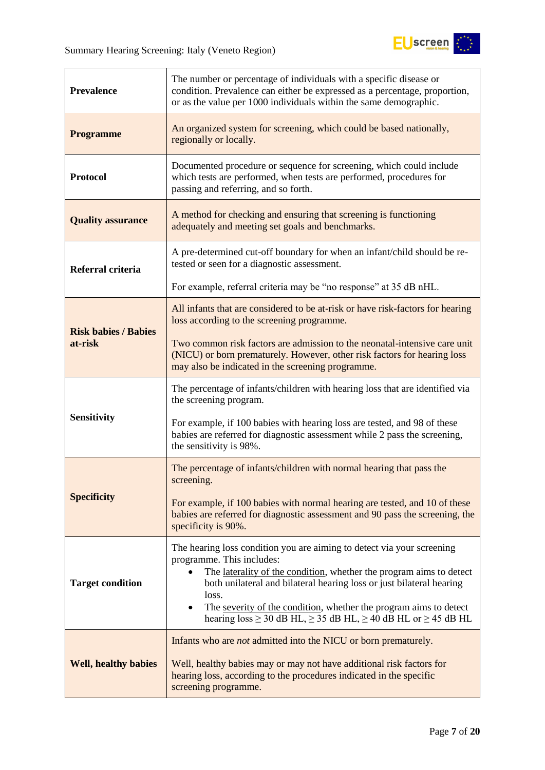| | |
|---|---|
| **Prevalence** | The number or percentage of individuals with a specific disease or condition. Prevalence can either be expressed as a percentage, proportion, or as the value per 1000 individuals within the same demographic. |
| **Programme** | An organized system for screening, which could be based nationally, regionally or locally. |
| **Protocol** | Documented procedure or sequence for screening, which could include which tests are performed, when tests are performed, procedures for passing and referring, and so forth. |
| **Quality assurance** | A method for checking and ensuring that screening is functioning adequately and meeting set goals and benchmarks. |
| **Referral criteria** | A pre-determined cut-off boundary for when an infant/child should be re-tested or seen for a diagnostic assessment.<br><br>For example, referral criteria may be "no response" at 35 dB nHL. |
| **Risk babies / Babies at-risk** | All infants that are considered to be at-risk or have risk-factors for hearing loss according to the screening programme.<br><br>Two common risk factors are admission to the neonatal-intensive care unit (NICU) or born prematurely. However, other risk factors for hearing loss may also be indicated in the screening programme. |
| **Sensitivity** | The percentage of infants/children with hearing loss that are identified via the screening program.<br><br>For example, if 100 babies with hearing loss are tested, and 98 of these babies are referred for diagnostic assessment while 2 pass the screening, the sensitivity is 98%. |
| **Specificity** | The percentage of infants/children with normal hearing that pass the screening.<br><br>For example, if 100 babies with normal hearing are tested, and 10 of these babies are referred for diagnostic assessment and 90 pass the screening, the specificity is 90%. |
| **Target condition** | The hearing loss condition you are aiming to detect via your screening programme. This includes:<br>• The laterality of the condition, whether the program aims to detect both unilateral and bilateral hearing loss or just bilateral hearing loss.<br>• The severity of the condition, whether the program aims to detect hearing loss ≥ 30 dB HL, ≥ 35 dB HL, ≥ 40 dB HL or ≥ 45 dB HL |
| **Well, healthy babies** | Infants who are *not* admitted into the NICU or born prematurely.<br><br>Well, healthy babies may or may not have additional risk factors for hearing loss, according to the procedures indicated in the specific screening programme. |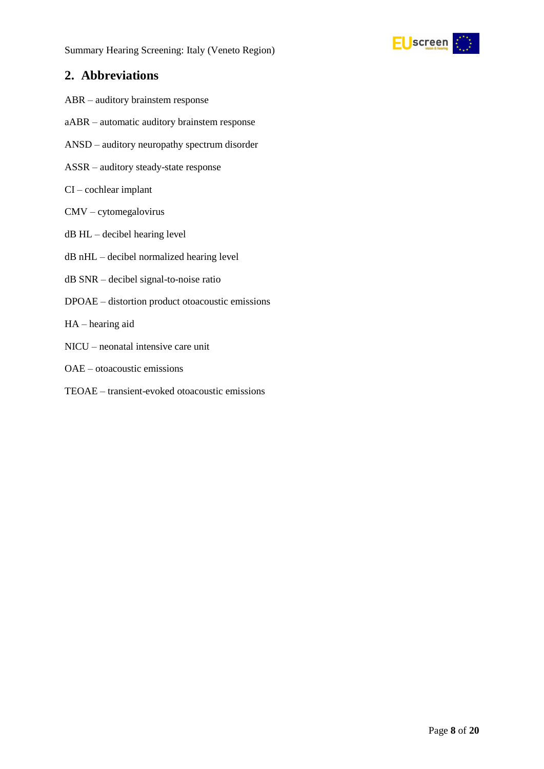## 2. Abbreviations

ABR – auditory brainstem response

aABR – automatic auditory brainstem response

ANSD – auditory neuropathy spectrum disorder

ASSR – auditory steady-state response

CI – cochlear implant

CMV – cytomegalovirus

dB HL – decibel hearing level

dB nHL – decibel normalized hearing level

dB SNR – decibel signal-to-noise ratio

DPOAE – distortion product otoacoustic emissions

HA – hearing aid

NICU – neonatal intensive care unit

OAE – otoacoustic emissions

TEOAE – transient-evoked otoacoustic emissions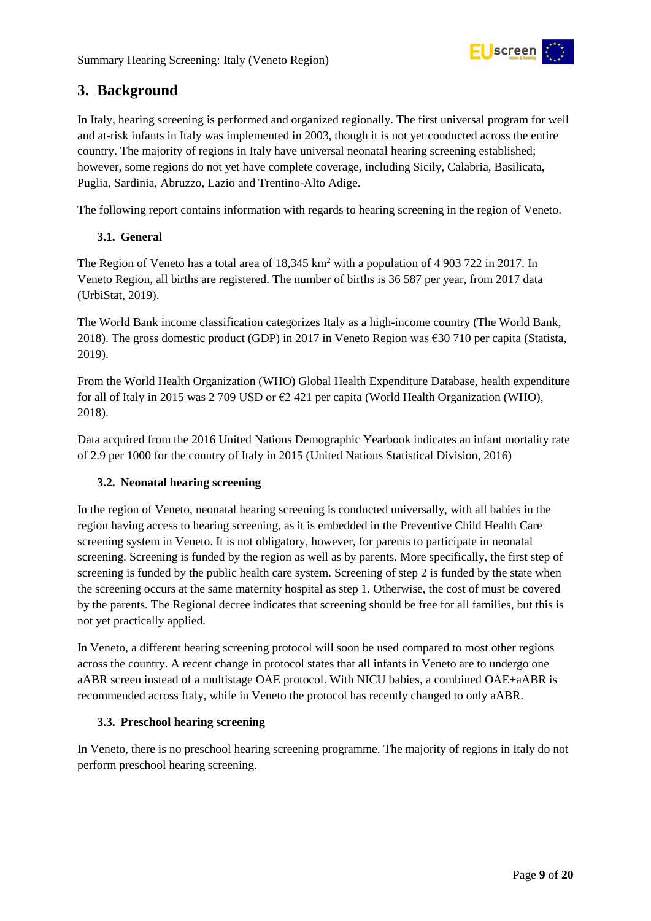# 3. Background

In Italy, hearing screening is performed and organized regionally. The first universal program for well and at-risk infants in Italy was implemented in 2003, though it is not yet conducted across the entire country. The majority of regions in Italy have universal neonatal hearing screening established; however, some regions do not yet have complete coverage, including Sicily, Calabria, Basilicata, Puglia, Sardinia, Abruzzo, Lazio and Trentino-Alto Adige.

The following report contains information with regards to hearing screening in the region of Veneto.

## 3.1. General

The Region of Veneto has a total area of 18,345 km$^2$ with a population of 4 903 722 in 2017. In Veneto Region, all births are registered. The number of births is 36 587 per year, from 2017 data (UrbiStat, 2019).

The World Bank income classification categorizes Italy as a high-income country (The World Bank, 2018). The gross domestic product (GDP) in 2017 in Veneto Region was €30 710 per capita (Statista, 2019).

From the World Health Organization (WHO) Global Health Expenditure Database, health expenditure for all of Italy in 2015 was 2 709 USD or €2 421 per capita (World Health Organization (WHO), 2018).

Data acquired from the 2016 United Nations Demographic Yearbook indicates an infant mortality rate of 2.9 per 1000 for the country of Italy in 2015 (United Nations Statistical Division, 2016)

## 3.2. Neonatal hearing screening

In the region of Veneto, neonatal hearing screening is conducted universally, with all babies in the region having access to hearing screening, as it is embedded in the Preventive Child Health Care screening system in Veneto. It is not obligatory, however, for parents to participate in neonatal screening. Screening is funded by the region as well as by parents. More specifically, the first step of screening is funded by the public health care system. Screening of step 2 is funded by the state when the screening occurs at the same maternity hospital as step 1. Otherwise, the cost of must be covered by the parents. The Regional decree indicates that screening should be free for all families, but this is not yet practically applied.

In Veneto, a different hearing screening protocol will soon be used compared to most other regions across the country. A recent change in protocol states that all infants in Veneto are to undergo one aABR screen instead of a multistage OAE protocol. With NICU babies, a combined OAE+aABR is recommended across Italy, while in Veneto the protocol has recently changed to only aABR.

## 3.3. Preschool hearing screening

In Veneto, there is no preschool hearing screening programme. The majority of regions in Italy do not perform preschool hearing screening.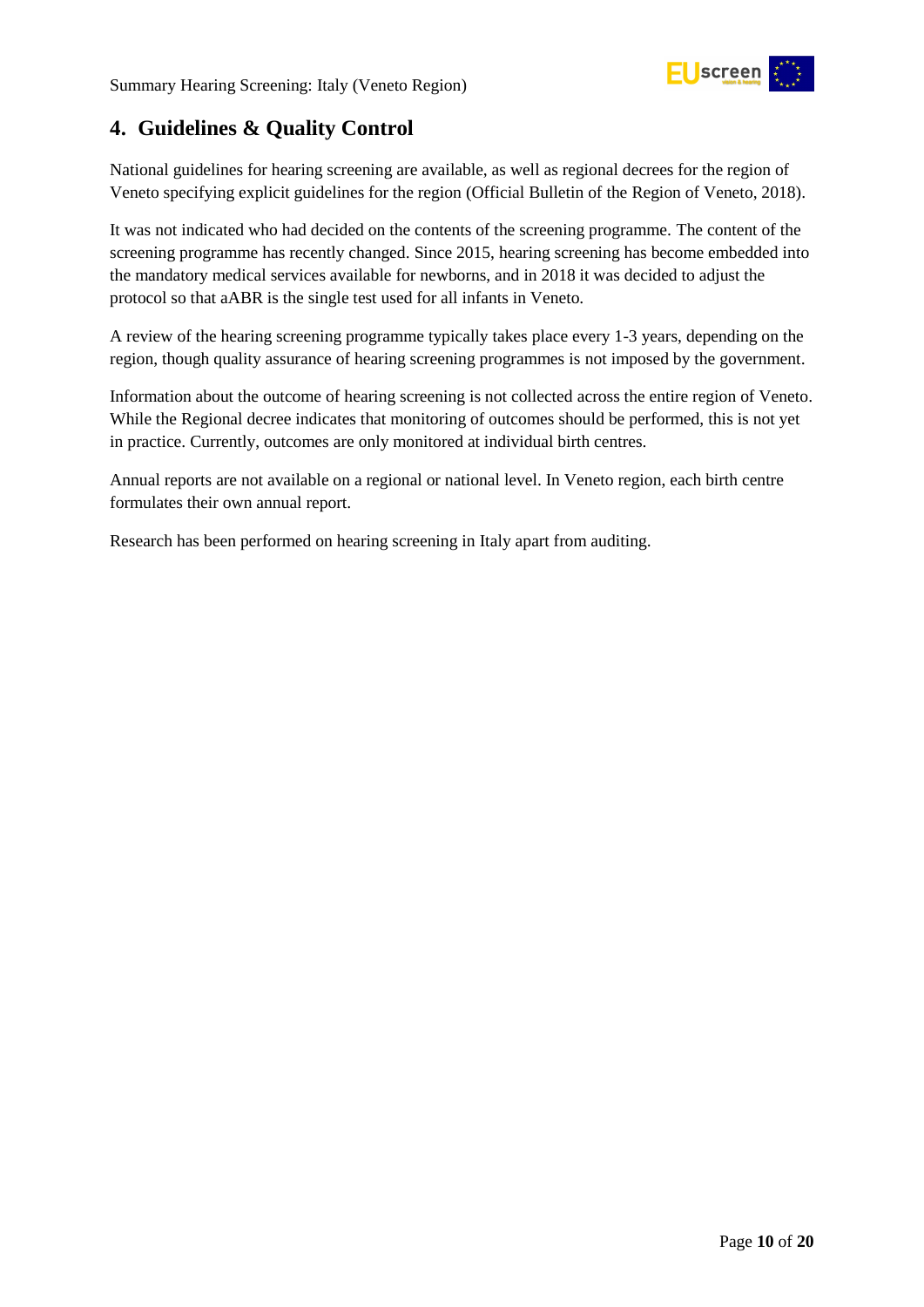## 4. Guidelines & Quality Control

National guidelines for hearing screening are available, as well as regional decrees for the region of Veneto specifying explicit guidelines for the region (Official Bulletin of the Region of Veneto, 2018).

It was not indicated who had decided on the contents of the screening programme. The content of the screening programme has recently changed. Since 2015, hearing screening has become embedded into the mandatory medical services available for newborns, and in 2018 it was decided to adjust the protocol so that aABR is the single test used for all infants in Veneto.

A review of the hearing screening programme typically takes place every 1-3 years, depending on the region, though quality assurance of hearing screening programmes is not imposed by the government.

Information about the outcome of hearing screening is not collected across the entire region of Veneto. While the Regional decree indicates that monitoring of outcomes should be performed, this is not yet in practice. Currently, outcomes are only monitored at individual birth centres.

Annual reports are not available on a regional or national level. In Veneto region, each birth centre formulates their own annual report.

Research has been performed on hearing screening in Italy apart from auditing.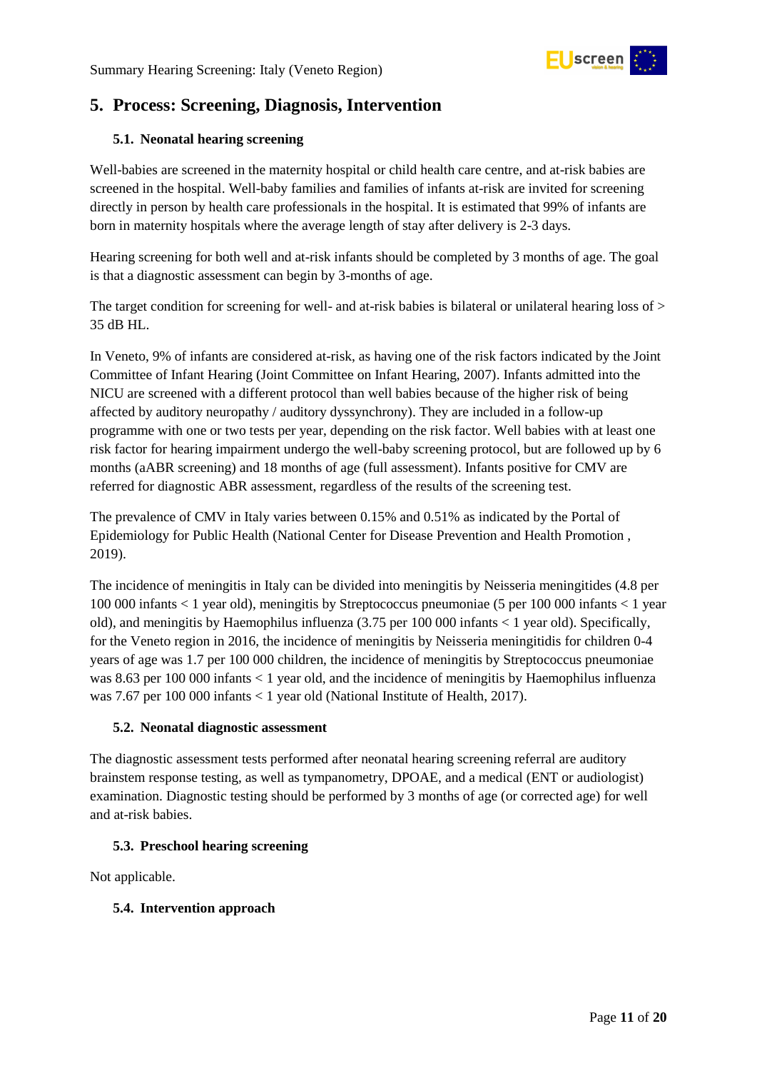## 5. Process: Screening, Diagnosis, Intervention

### 5.1. Neonatal hearing screening

Well-babies are screened in the maternity hospital or child health care centre, and at-risk babies are screened in the hospital. Well-baby families and families of infants at-risk are invited for screening directly in person by health care professionals in the hospital. It is estimated that 99% of infants are born in maternity hospitals where the average length of stay after delivery is 2-3 days.

Hearing screening for both well and at-risk infants should be completed by 3 months of age. The goal is that a diagnostic assessment can begin by 3-months of age.

The target condition for screening for well- and at-risk babies is bilateral or unilateral hearing loss of > 35 dB HL.

In Veneto, 9% of infants are considered at-risk, as having one of the risk factors indicated by the Joint Committee of Infant Hearing (Joint Committee on Infant Hearing, 2007). Infants admitted into the NICU are screened with a different protocol than well babies because of the higher risk of being affected by auditory neuropathy / auditory dyssynchrony). They are included in a follow-up programme with one or two tests per year, depending on the risk factor. Well babies with at least one risk factor for hearing impairment undergo the well-baby screening protocol, but are followed up by 6 months (aABR screening) and 18 months of age (full assessment). Infants positive for CMV are referred for diagnostic ABR assessment, regardless of the results of the screening test.

The prevalence of CMV in Italy varies between 0.15% and 0.51% as indicated by the Portal of Epidemiology for Public Health (National Center for Disease Prevention and Health Promotion , 2019).

The incidence of meningitis in Italy can be divided into meningitis by Neisseria meningitides (4.8 per 100 000 infants < 1 year old), meningitis by Streptococcus pneumoniae (5 per 100 000 infants < 1 year old), and meningitis by Haemophilus influenza (3.75 per 100 000 infants < 1 year old). Specifically, for the Veneto region in 2016, the incidence of meningitis by Neisseria meningitidis for children 0-4 years of age was 1.7 per 100 000 children, the incidence of meningitis by Streptococcus pneumoniae was 8.63 per 100 000 infants < 1 year old, and the incidence of meningitis by Haemophilus influenza was 7.67 per 100 000 infants < 1 year old (National Institute of Health, 2017).

### 5.2. Neonatal diagnostic assessment

The diagnostic assessment tests performed after neonatal hearing screening referral are auditory brainstem response testing, as well as tympanometry, DPOAE, and a medical (ENT or audiologist) examination. Diagnostic testing should be performed by 3 months of age (or corrected age) for well and at-risk babies.

### 5.3. Preschool hearing screening

Not applicable.

### 5.4. Intervention approach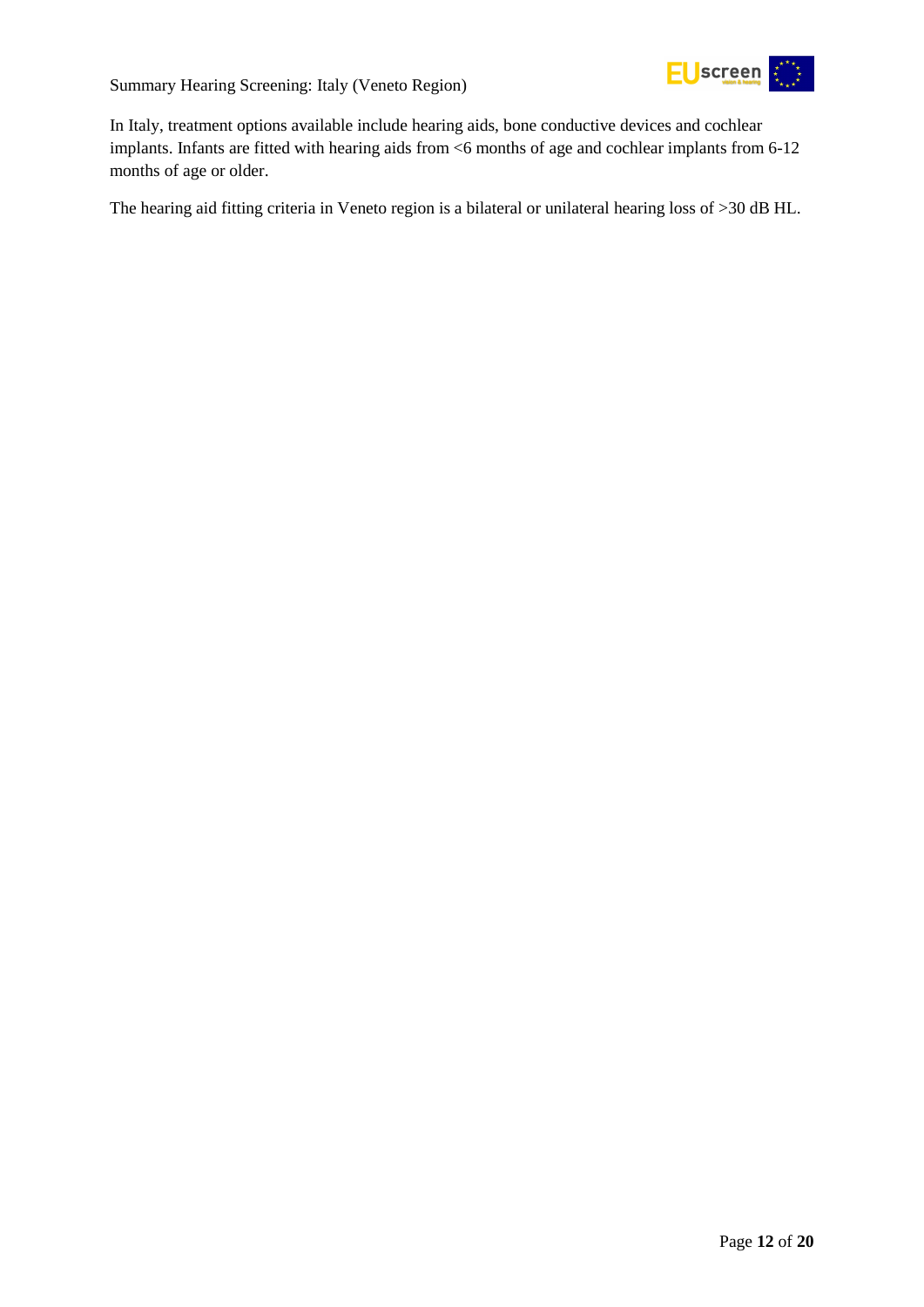In Italy, treatment options available include hearing aids, bone conductive devices and cochlear implants. Infants are fitted with hearing aids from <6 months of age and cochlear implants from 6-12 months of age or older.

The hearing aid fitting criteria in Veneto region is a bilateral or unilateral hearing loss of >30 dB HL.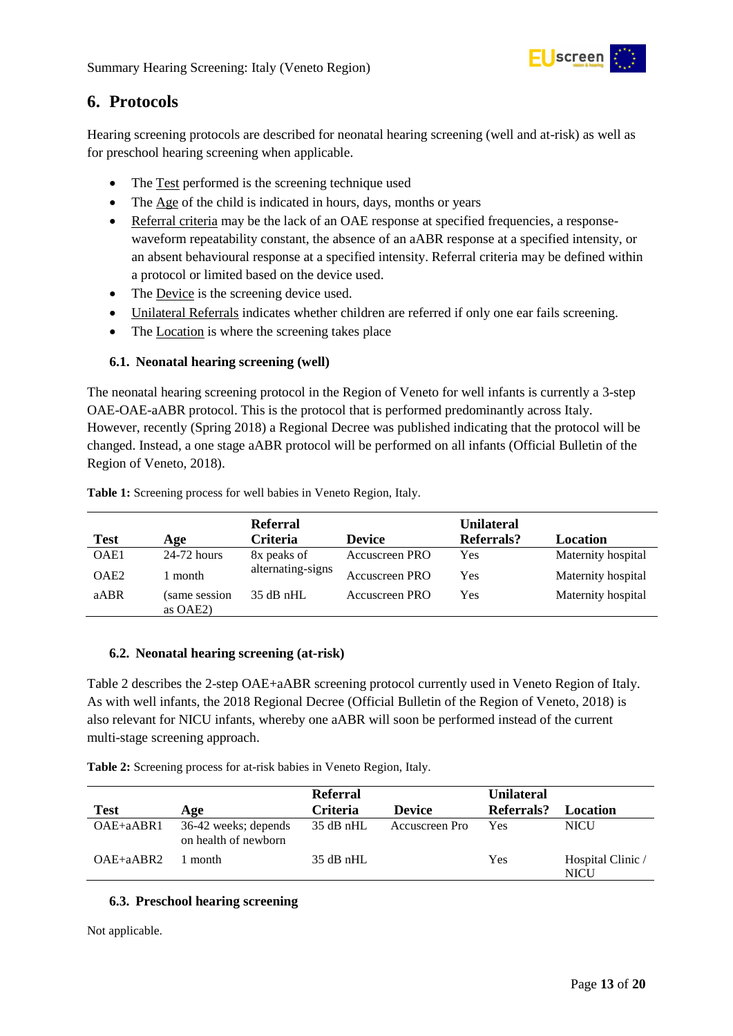## 6. Protocols

Hearing screening protocols are described for neonatal hearing screening (well and at-risk) as well as for preschool hearing screening when applicable.

- The Test performed is the screening technique used
- The Age of the child is indicated in hours, days, months or years
- Referral criteria may be the lack of an OAE response at specified frequencies, a response-waveform repeatability constant, the absence of an aABR response at a specified intensity, or an absent behavioural response at a specified intensity. Referral criteria may be defined within a protocol or limited based on the device used.
- The Device is the screening device used.
- Unilateral Referrals indicates whether children are referred if only one ear fails screening.
- The Location is where the screening takes place

### 6.1. Neonatal hearing screening (well)

The neonatal hearing screening protocol in the Region of Veneto for well infants is currently a 3-step OAE-OAE-aABR protocol. This is the protocol that is performed predominantly across Italy. However, recently (Spring 2018) a Regional Decree was published indicating that the protocol will be changed. Instead, a one stage aABR protocol will be performed on all infants (Official Bulletin of the Region of Veneto, 2018).

**Table 1:** Screening process for well babies in Veneto Region, Italy.

| Test | Age | Referral Criteria | Device | Unilateral Referrals? | Location |
|---|---|---|---|---|---|
| OAE1 | 24-72 hours | 8x peaks of alternating-signs | Accuscreen PRO | Yes | Maternity hospital |
| OAE2 | 1 month | | Accuscreen PRO | Yes | Maternity hospital |
| aABR | (same session as OAE2) | 35 dB nHL | Accuscreen PRO | Yes | Maternity hospital |

### 6.2. Neonatal hearing screening (at-risk)

Table 2 describes the 2-step OAE+aABR screening protocol currently used in Veneto Region of Italy. As with well infants, the 2018 Regional Decree (Official Bulletin of the Region of Veneto, 2018) is also relevant for NICU infants, whereby one aABR will soon be performed instead of the current multi-stage screening approach.

**Table 2:** Screening process for at-risk babies in Veneto Region, Italy.

| Test | Age | Referral Criteria | Device | Unilateral Referrals? | Location |
|---|---|---|---|---|---|
| OAE+aABR1 | 36-42 weeks; depends on health of newborn | 35 dB nHL | Accuscreen Pro | Yes | NICU |
| OAE+aABR2 | 1 month | 35 dB nHL | | Yes | Hospital Clinic / NICU |

### 6.3. Preschool hearing screening

Not applicable.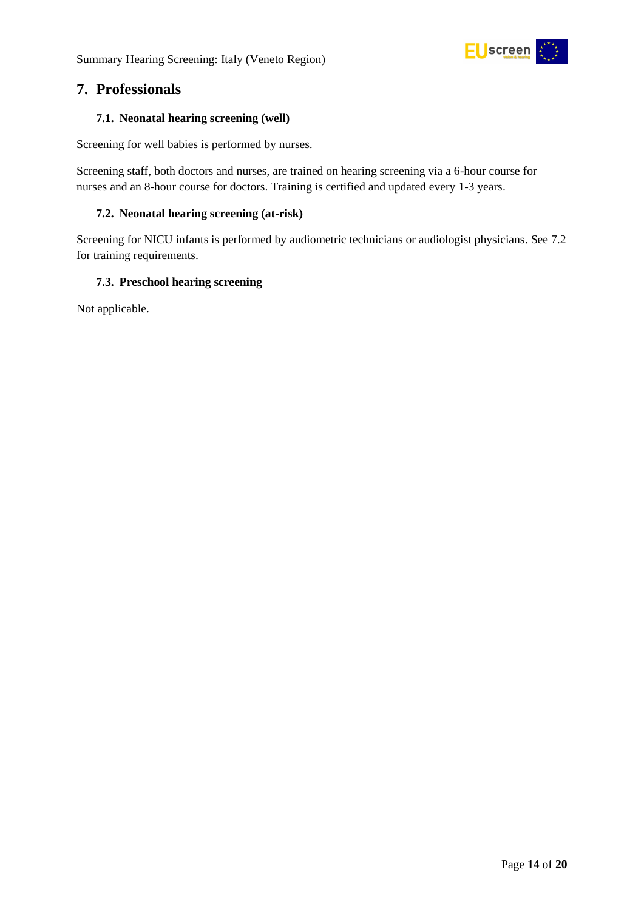## 7. Professionals

### 7.1. Neonatal hearing screening (well)

Screening for well babies is performed by nurses.

Screening staff, both doctors and nurses, are trained on hearing screening via a 6-hour course for nurses and an 8-hour course for doctors. Training is certified and updated every 1-3 years.

### 7.2. Neonatal hearing screening (at-risk)

Screening for NICU infants is performed by audiometric technicians or audiologist physicians. See 7.2 for training requirements.

### 7.3. Preschool hearing screening

Not applicable.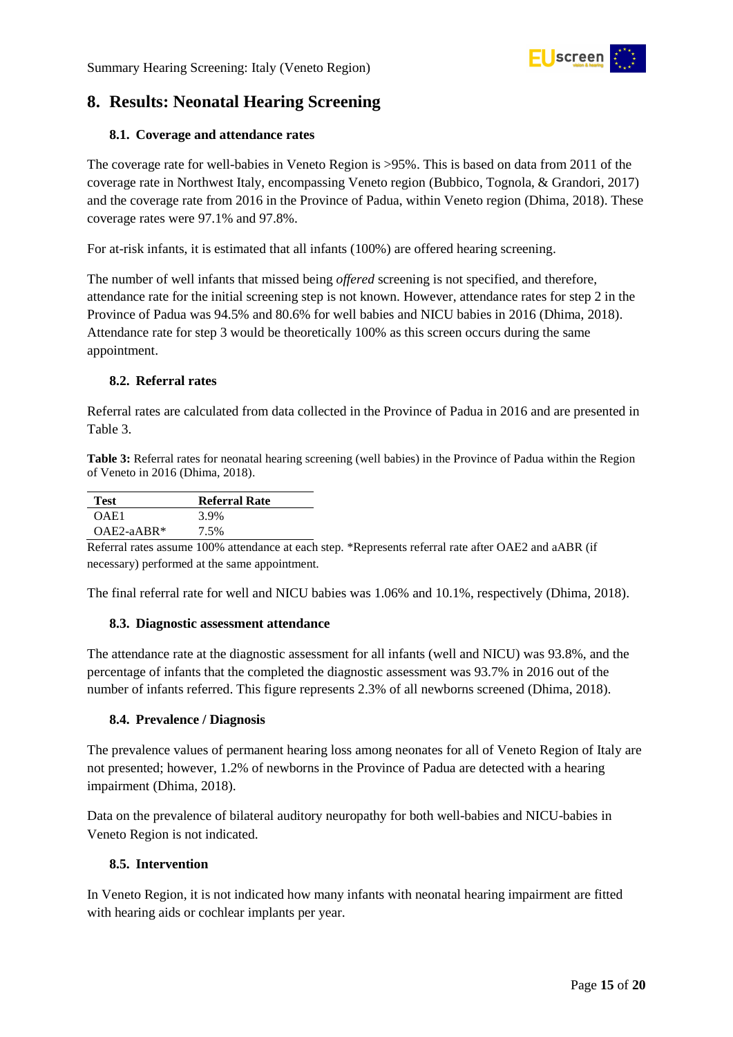# 8. Results: Neonatal Hearing Screening

## 8.1. Coverage and attendance rates

The coverage rate for well-babies in Veneto Region is >95%. This is based on data from 2011 of the coverage rate in Northwest Italy, encompassing Veneto region (Bubbico, Tognola, & Grandori, 2017) and the coverage rate from 2016 in the Province of Padua, within Veneto region (Dhima, 2018). These coverage rates were 97.1% and 97.8%.

For at-risk infants, it is estimated that all infants (100%) are offered hearing screening.

The number of well infants that missed being *offered* screening is not specified, and therefore, attendance rate for the initial screening step is not known. However, attendance rates for step 2 in the Province of Padua was 94.5% and 80.6% for well babies and NICU babies in 2016 (Dhima, 2018). Attendance rate for step 3 would be theoretically 100% as this screen occurs during the same appointment.

## 8.2. Referral rates

Referral rates are calculated from data collected in the Province of Padua in 2016 and are presented in Table 3.

**Table 3:** Referral rates for neonatal hearing screening (well babies) in the Province of Padua within the Region of Veneto in 2016 (Dhima, 2018).

| Test | Referral Rate |
|---|---|
| OAE1 | 3.9% |
| OAE2-aABR* | 7.5% |

Referral rates assume 100% attendance at each step. *Represents referral rate after OAE2 and aABR (if necessary) performed at the same appointment.

The final referral rate for well and NICU babies was 1.06% and 10.1%, respectively (Dhima, 2018).

## 8.3. Diagnostic assessment attendance

The attendance rate at the diagnostic assessment for all infants (well and NICU) was 93.8%, and the percentage of infants that the completed the diagnostic assessment was 93.7% in 2016 out of the number of infants referred. This figure represents 2.3% of all newborns screened (Dhima, 2018).

## 8.4. Prevalence / Diagnosis

The prevalence values of permanent hearing loss among neonates for all of Veneto Region of Italy are not presented; however, 1.2% of newborns in the Province of Padua are detected with a hearing impairment (Dhima, 2018).

Data on the prevalence of bilateral auditory neuropathy for both well-babies and NICU-babies in Veneto Region is not indicated.

## 8.5. Intervention

In Veneto Region, it is not indicated how many infants with neonatal hearing impairment are fitted with hearing aids or cochlear implants per year.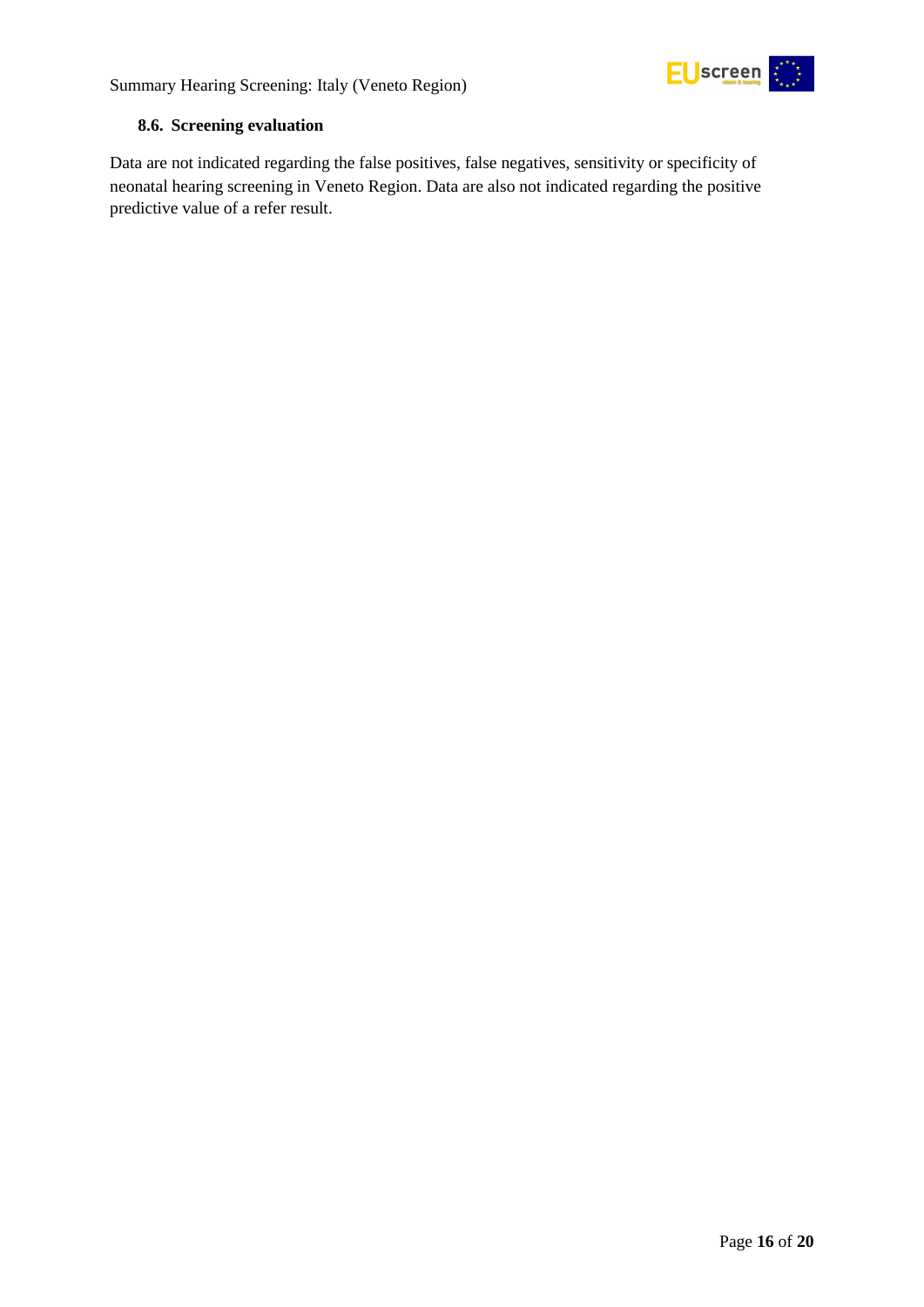### 8.6. Screening evaluation

Data are not indicated regarding the false positives, false negatives, sensitivity or specificity of neonatal hearing screening in Veneto Region. Data are also not indicated regarding the positive predictive value of a refer result.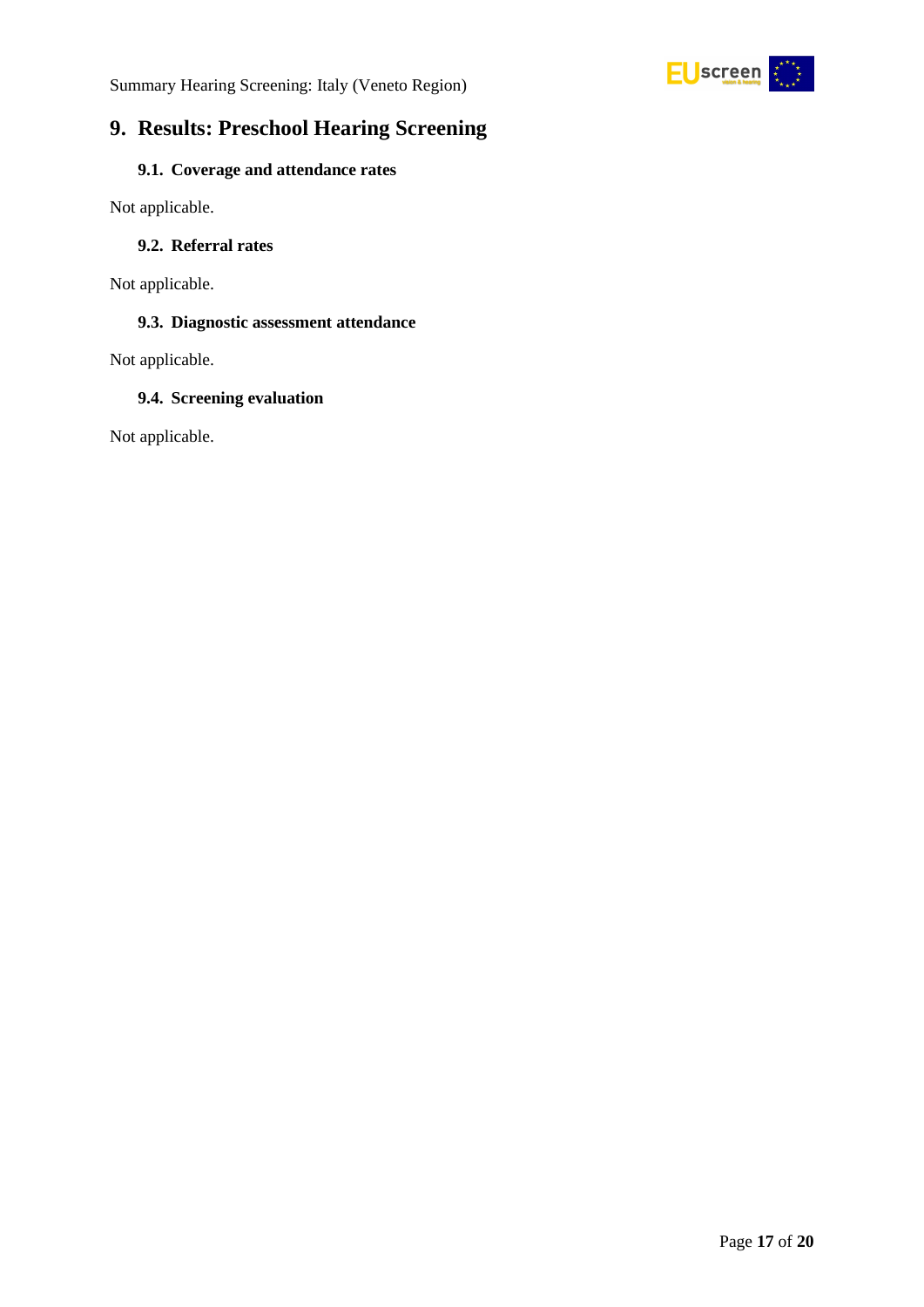## 9. Results: Preschool Hearing Screening

### 9.1. Coverage and attendance rates

Not applicable.

### 9.2. Referral rates

Not applicable.

### 9.3. Diagnostic assessment attendance

Not applicable.

### 9.4. Screening evaluation

Not applicable.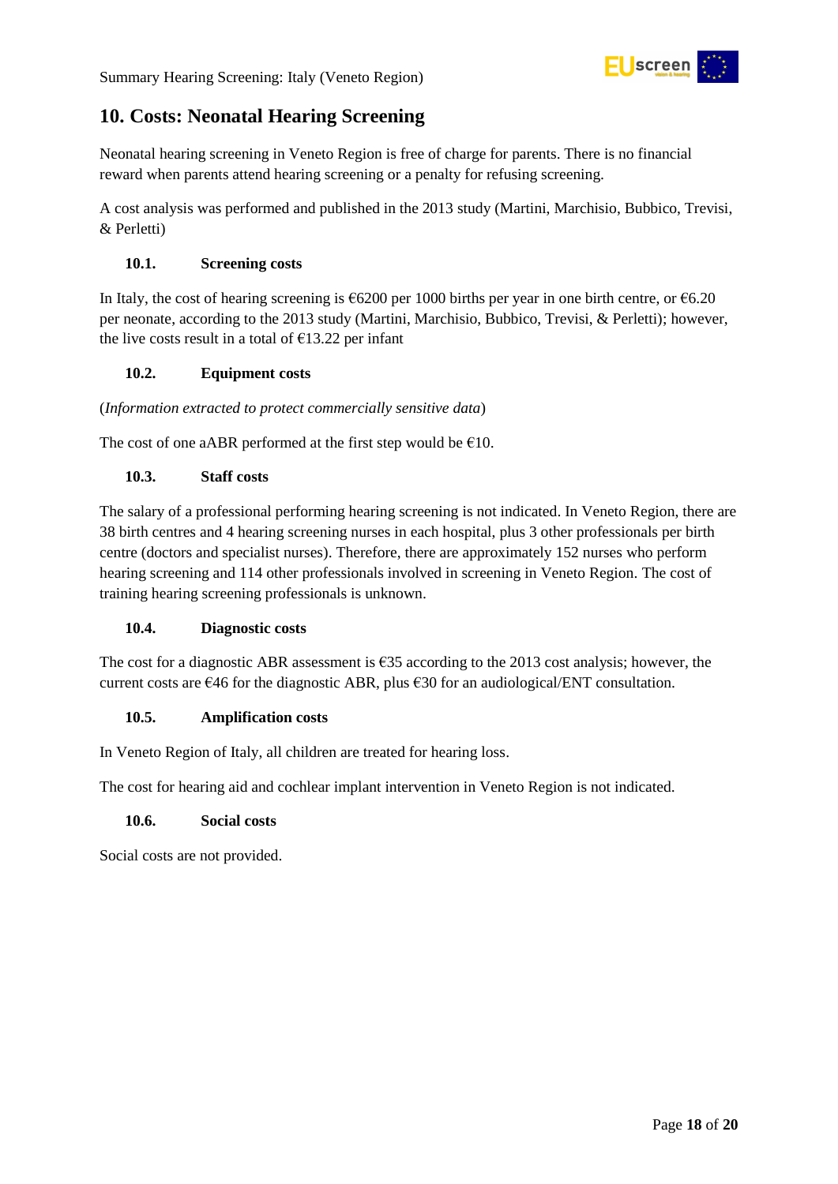## 10. Costs: Neonatal Hearing Screening

Neonatal hearing screening in Veneto Region is free of charge for parents. There is no financial reward when parents attend hearing screening or a penalty for refusing screening.

A cost analysis was performed and published in the 2013 study (Martini, Marchisio, Bubbico, Trevisi, & Perletti)

### 10.1. Screening costs

In Italy, the cost of hearing screening is €6200 per 1000 births per year in one birth centre, or €6.20 per neonate, according to the 2013 study (Martini, Marchisio, Bubbico, Trevisi, & Perletti); however, the live costs result in a total of €13.22 per infant

### 10.2. Equipment costs

(*Information extracted to protect commercially sensitive data*)

The cost of one aABR performed at the first step would be €10.

### 10.3. Staff costs

The salary of a professional performing hearing screening is not indicated. In Veneto Region, there are 38 birth centres and 4 hearing screening nurses in each hospital, plus 3 other professionals per birth centre (doctors and specialist nurses). Therefore, there are approximately 152 nurses who perform hearing screening and 114 other professionals involved in screening in Veneto Region. The cost of training hearing screening professionals is unknown.

### 10.4. Diagnostic costs

The cost for a diagnostic ABR assessment is €35 according to the 2013 cost analysis; however, the current costs are €46 for the diagnostic ABR, plus €30 for an audiological/ENT consultation.

### 10.5. Amplification costs

In Veneto Region of Italy, all children are treated for hearing loss.

The cost for hearing aid and cochlear implant intervention in Veneto Region is not indicated.

### 10.6. Social costs

Social costs are not provided.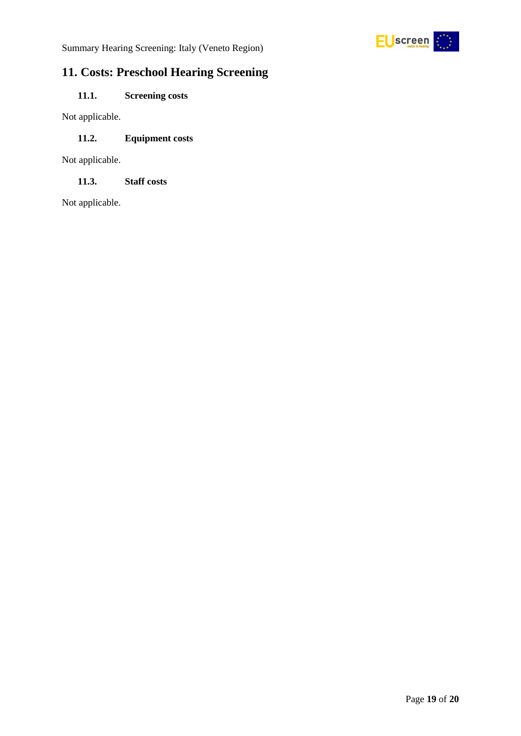## 11. Costs: Preschool Hearing Screening

### 11.1. Screening costs

Not applicable.

### 11.2. Equipment costs

Not applicable.

### 11.3. Staff costs

Not applicable.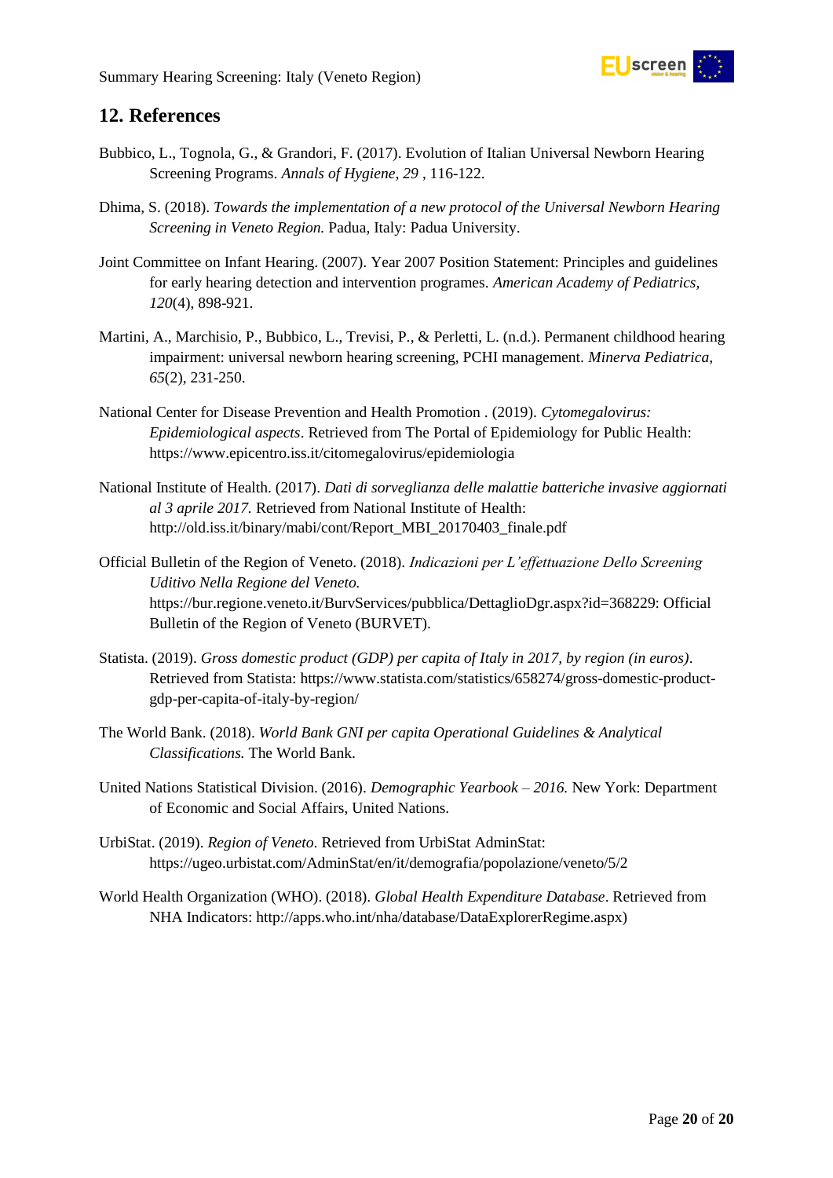## 12. References

Bubbico, L., Tognola, G., & Grandori, F. (2017). Evolution of Italian Universal Newborn Hearing Screening Programs. *Annals of Hygiene, 29* , 116-122.

Dhima, S. (2018). *Towards the implementation of a new protocol of the Universal Newborn Hearing Screening in Veneto Region.* Padua, Italy: Padua University.

Joint Committee on Infant Hearing. (2007). Year 2007 Position Statement: Principles and guidelines for early hearing detection and intervention programes. *American Academy of Pediatrics, 120*(4), 898-921.

Martini, A., Marchisio, P., Bubbico, L., Trevisi, P., & Perletti, L. (n.d.). Permanent childhood hearing impairment: universal newborn hearing screening, PCHI management. *Minerva Pediatrica, 65*(2), 231-250.

National Center for Disease Prevention and Health Promotion . (2019). *Cytomegalovirus: Epidemiological aspects*. Retrieved from The Portal of Epidemiology for Public Health: https://www.epicentro.iss.it/citomegalovirus/epidemiologia

National Institute of Health. (2017). *Dati di sorveglianza delle malattie batteriche invasive aggiornati al 3 aprile 2017.* Retrieved from National Institute of Health: http://old.iss.it/binary/mabi/cont/Report_MBI_20170403_finale.pdf

Official Bulletin of the Region of Veneto. (2018). *Indicazioni per L'effettuazione Dello Screening Uditivo Nella Regione del Veneto.* https://bur.regione.veneto.it/BurvServices/pubblica/DettaglioDgr.aspx?id=368229: Official Bulletin of the Region of Veneto (BURVET).

Statista. (2019). *Gross domestic product (GDP) per capita of Italy in 2017, by region (in euros)*. Retrieved from Statista: https://www.statista.com/statistics/658274/gross-domestic-product-gdp-per-capita-of-italy-by-region/

The World Bank. (2018). *World Bank GNI per capita Operational Guidelines & Analytical Classifications.* The World Bank.

United Nations Statistical Division. (2016). *Demographic Yearbook – 2016.* New York: Department of Economic and Social Affairs, United Nations.

UrbiStat. (2019). *Region of Veneto*. Retrieved from UrbiStat AdminStat: https://ugeo.urbistat.com/AdminStat/en/it/demografia/popolazione/veneto/5/2

World Health Organization (WHO). (2018). *Global Health Expenditure Database*. Retrieved from NHA Indicators: http://apps.who.int/nha/database/DataExplorerRegime.aspx)